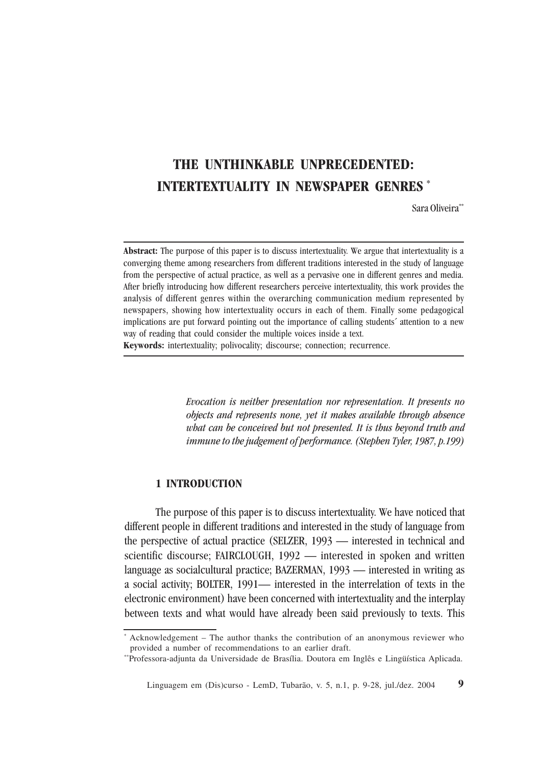# THE UNTHINKABLE UNPRECEDENTED: INTERTEXTUALITY IN NEWSPAPER GENRES *

Sara Oliveira**

**Abstract:** The purpose of this paper is to discuss intertextuality. We argue that intertextuality is a converging theme among researchers from different traditions interested in the study of language from the perspective of actual practice, as well as a pervasive one in different genres and media. After briefly introducing how different researchers perceive intertextuality, this work provides the analysis of different genres within the overarching communication medium represented by newspapers, showing how intertextuality occurs in each of them. Finally some pedagogical implications are put forward pointing out the importance of calling students´ attention to a new way of reading that could consider the multiple voices inside a text.

**Keywords:** intertextuality; polivocality; discourse; connection; recurrence.

> *Evocation is neither presentation nor representation. It presents no objects and represents none, yet it makes available through absence what can be conceived but not presented. It is thus beyond truth and immune to the judgement of performance. (Stephen Tyler, 1987, p.199)*

## 1 INTRODUCTION

The purpose of this paper is to discuss intertextuality. We have noticed that different people in different traditions and interested in the study of language from the perspective of actual practice (SELZER, 1993 — interested in technical and scientific discourse; FAIRCLOUGH, 1992 — interested in spoken and written language as socialcultural practice; BAZERMAN, 1993 — interested in writing as a social activity; BOLTER, 1991— interested in the interrelation of texts in the electronic environment) have been concerned with intertextuality and the interplay between texts and what would have already been said previously to texts. This

---

* Acknowledgement – The author thanks the contribution of an anonymous reviewer who provided a number of recommendations to an earlier draft.

** Professora-adjunta da Universidade de Brasília. Doutora em Inglês e Lingüística Aplicada.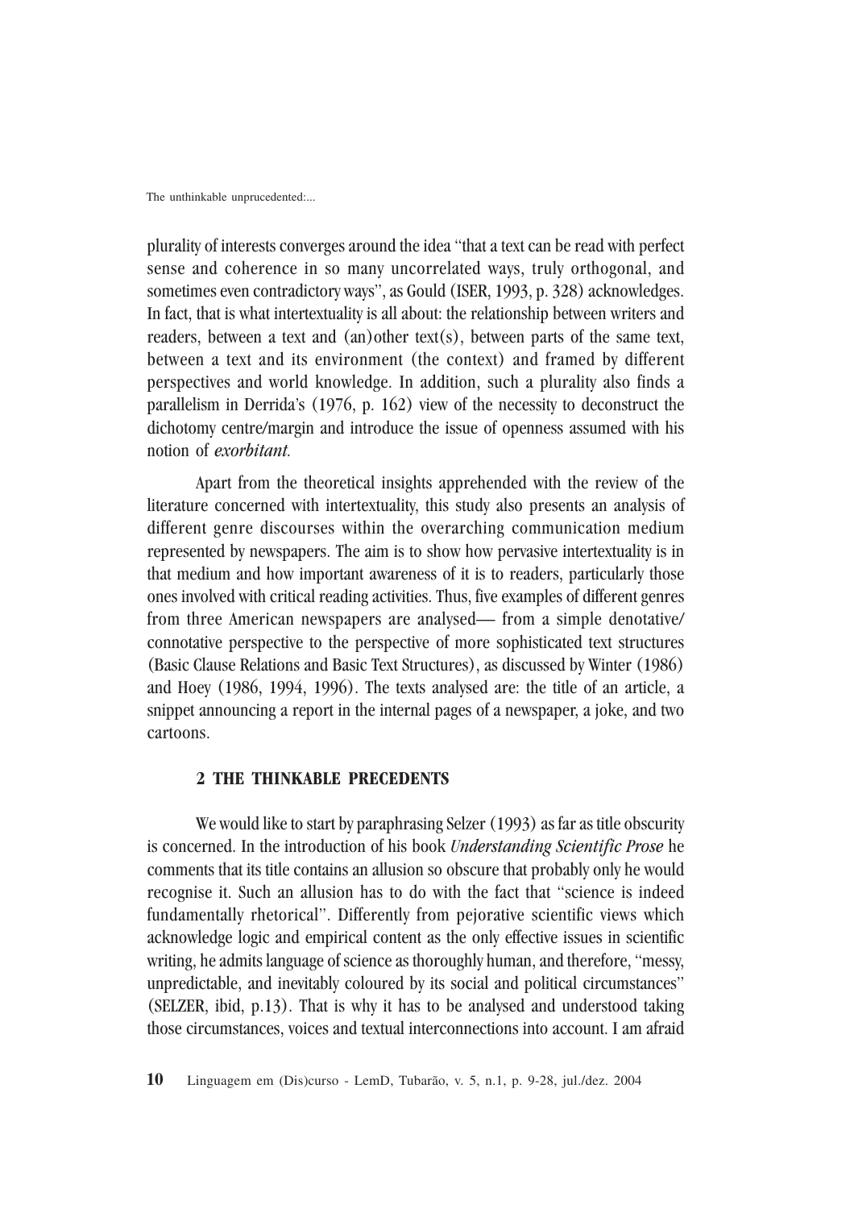plurality of interests converges around the idea "that a text can be read with perfect sense and coherence in so many uncorrelated ways, truly orthogonal, and sometimes even contradictory ways", as Gould (ISER, 1993, p. 328) acknowledges. In fact, that is what intertextuality is all about: the relationship between writers and readers, between a text and (an)other text(s), between parts of the same text, between a text and its environment (the context) and framed by different perspectives and world knowledge. In addition, such a plurality also finds a parallelism in Derrida's (1976, p. 162) view of the necessity to deconstruct the dichotomy centre/margin and introduce the issue of openness assumed with his notion of *exorbitant.*

Apart from the theoretical insights apprehended with the review of the literature concerned with intertextuality, this study also presents an analysis of different genre discourses within the overarching communication medium represented by newspapers. The aim is to show how pervasive intertextuality is in that medium and how important awareness of it is to readers, particularly those ones involved with critical reading activities. Thus, five examples of different genres from three American newspapers are analysed— from a simple denotative/ connotative perspective to the perspective of more sophisticated text structures (Basic Clause Relations and Basic Text Structures), as discussed by Winter (1986) and Hoey (1986, 1994, 1996). The texts analysed are: the title of an article, a snippet announcing a report in the internal pages of a newspaper, a joke, and two cartoons.

## 2 THE THINKABLE PRECEDENTS

We would like to start by paraphrasing Selzer (1993) as far as title obscurity is concerned. In the introduction of his book *Understanding Scientific Prose* he comments that its title contains an allusion so obscure that probably only he would recognise it. Such an allusion has to do with the fact that "science is indeed fundamentally rhetorical". Differently from pejorative scientific views which acknowledge logic and empirical content as the only effective issues in scientific writing, he admits language of science as thoroughly human, and therefore, "messy, unpredictable, and inevitably coloured by its social and political circumstances" (SELZER, ibid, p.13). That is why it has to be analysed and understood taking those circumstances, voices and textual interconnections into account. I am afraid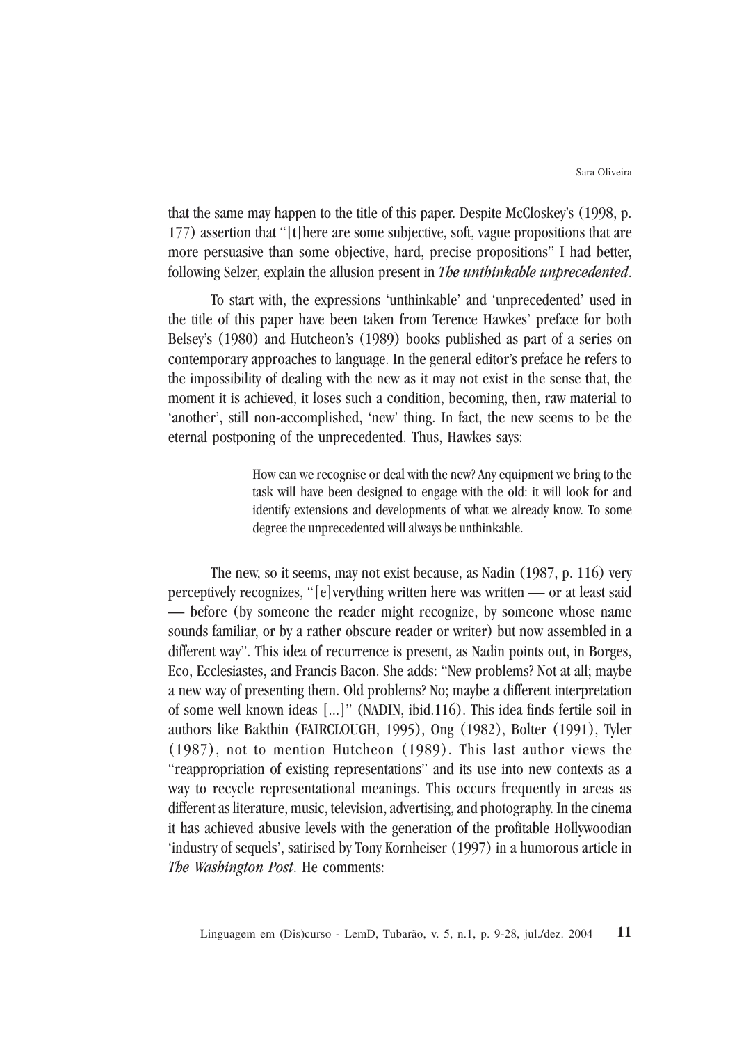that the same may happen to the title of this paper. Despite McCloskey's (1998, p. 177) assertion that "[t]here are some subjective, soft, vague propositions that are more persuasive than some objective, hard, precise propositions" I had better, following Selzer, explain the allusion present in *The unthinkable unprecedented*.

To start with, the expressions 'unthinkable' and 'unprecedented' used in the title of this paper have been taken from Terence Hawkes' preface for both Belsey's (1980) and Hutcheon's (1989) books published as part of a series on contemporary approaches to language. In the general editor's preface he refers to the impossibility of dealing with the new as it may not exist in the sense that, the moment it is achieved, it loses such a condition, becoming, then, raw material to 'another', still non-accomplished, 'new' thing. In fact, the new seems to be the eternal postponing of the unprecedented. Thus, Hawkes says:

> How can we recognise or deal with the new? Any equipment we bring to the task will have been designed to engage with the old: it will look for and identify extensions and developments of what we already know. To some degree the unprecedented will always be unthinkable.

The new, so it seems, may not exist because, as Nadin (1987, p. 116) very perceptively recognizes, "[e]verything written here was written — or at least said — before (by someone the reader might recognize, by someone whose name sounds familiar, or by a rather obscure reader or writer) but now assembled in a different way". This idea of recurrence is present, as Nadin points out, in Borges, Eco, Ecclesiastes, and Francis Bacon. She adds: "New problems? Not at all; maybe a new way of presenting them. Old problems? No; maybe a different interpretation of some well known ideas [...]" (NADIN, ibid.116). This idea finds fertile soil in authors like Bakthin (FAIRCLOUGH, 1995), Ong (1982), Bolter (1991), Tyler (1987), not to mention Hutcheon (1989). This last author views the "reappropriation of existing representations" and its use into new contexts as a way to recycle representational meanings. This occurs frequently in areas as different as literature, music, television, advertising, and photography. In the cinema it has achieved abusive levels with the generation of the profitable Hollywoodian 'industry of sequels', satirised by Tony Kornheiser (1997) in a humorous article in *The Washington Post*. He comments: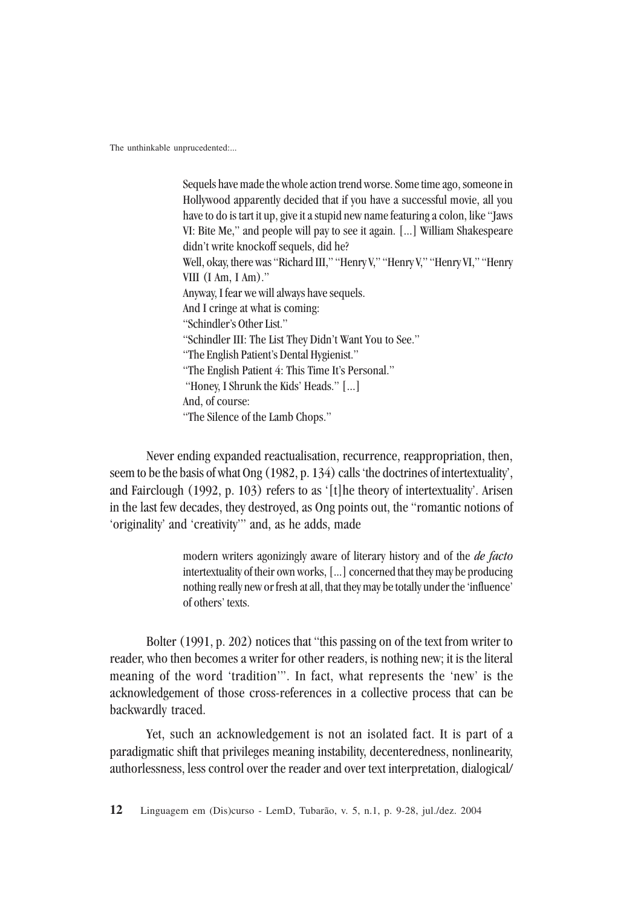> Sequels have made the whole action trend worse. Some time ago, someone in Hollywood apparently decided that if you have a successful movie, all you have to do is tart it up, give it a stupid new name featuring a colon, like "Jaws VI: Bite Me," and people will pay to see it again. [...] William Shakespeare didn't write knockoff sequels, did he?
> Well, okay, there was "Richard III," "Henry V," "Henry V," "Henry VI," "Henry VIII (I Am, I Am)."
> Anyway, I fear we will always have sequels.
> And I cringe at what is coming:
> "Schindler's Other List."
> "Schindler III: The List They Didn't Want You to See."
> "The English Patient's Dental Hygienist."
> "The English Patient 4: This Time It's Personal."
> "Honey, I Shrunk the Kids' Heads." [...]
> And, of course:
> "The Silence of the Lamb Chops."

Never ending expanded reactualisation, recurrence, reappropriation, then, seem to be the basis of what Ong (1982, p. 134) calls 'the doctrines of intertextuality', and Fairclough (1992, p. 103) refers to as '[t]he theory of intertextuality'. Arisen in the last few decades, they destroyed, as Ong points out, the "romantic notions of 'originality' and 'creativity'" and, as he adds, made

> modern writers agonizingly aware of literary history and of the *de facto* intertextuality of their own works, [...] concerned that they may be producing nothing really new or fresh at all, that they may be totally under the 'influence' of others' texts.

Bolter (1991, p. 202) notices that "this passing on of the text from writer to reader, who then becomes a writer for other readers, is nothing new; it is the literal meaning of the word 'tradition'". In fact, what represents the 'new' is the acknowledgement of those cross-references in a collective process that can be backwardly traced.

Yet, such an acknowledgement is not an isolated fact. It is part of a paradigmatic shift that privileges meaning instability, decenteredness, nonlinearity, authorlessness, less control over the reader and over text interpretation, dialogical/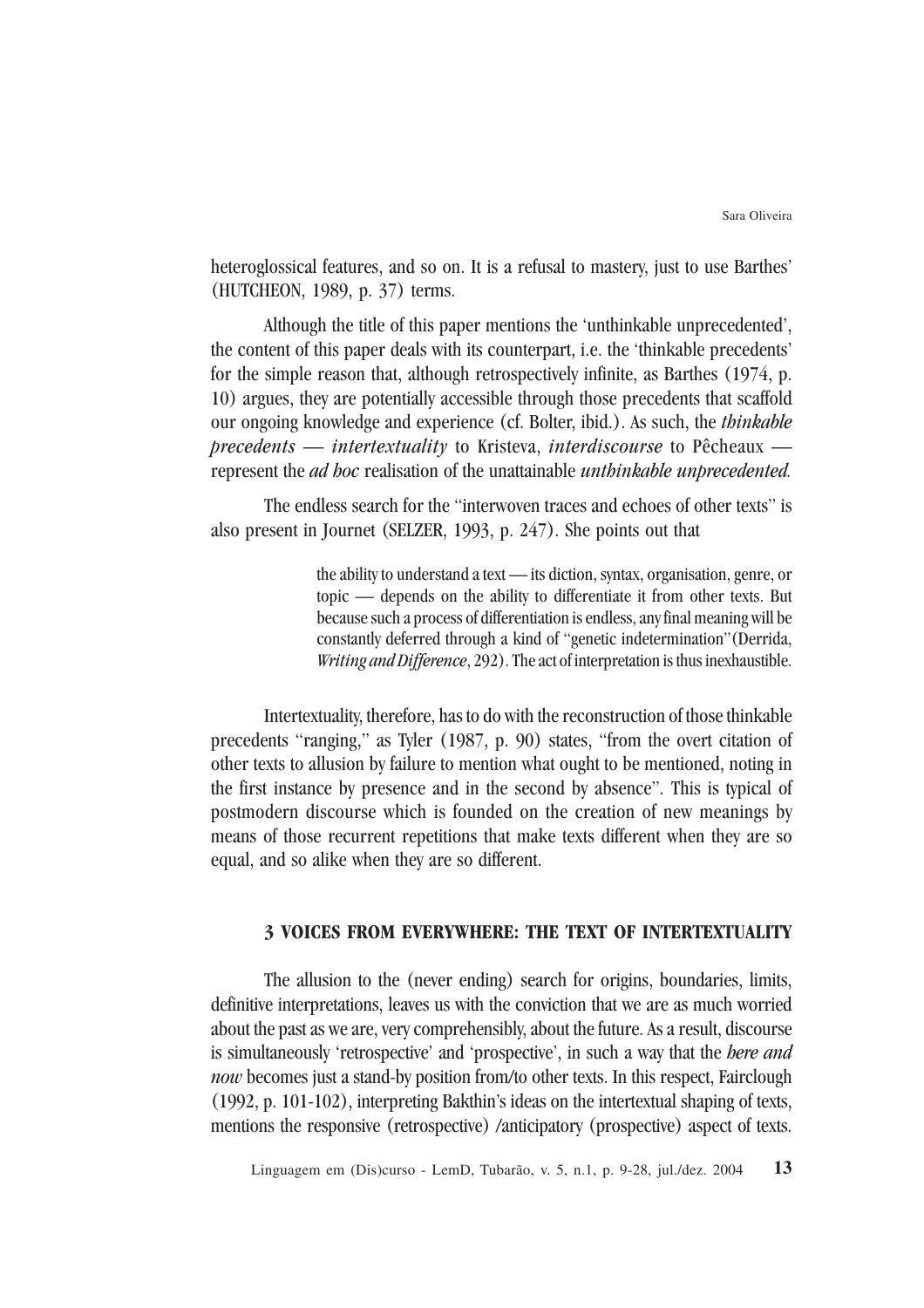heteroglossical features, and so on. It is a refusal to mastery, just to use Barthes' (HUTCHEON, 1989, p. 37) terms.

Although the title of this paper mentions the 'unthinkable unprecedented', the content of this paper deals with its counterpart, i.e. the 'thinkable precedents' for the simple reason that, although retrospectively infinite, as Barthes (1974, p. 10) argues, they are potentially accessible through those precedents that scaffold our ongoing knowledge and experience (cf. Bolter, ibid.). As such, the ***thinkable precedents — intertextuality*** to Kristeva, ***interdiscourse*** to Pêcheaux — represent the ***ad hoc*** realisation of the unattainable ***unthinkable unprecedented.***

The endless search for the "interwoven traces and echoes of other texts" is also present in Journet (SELZER, 1993, p. 247). She points out that

> the ability to understand a text — its diction, syntax, organisation, genre, or topic — depends on the ability to differentiate it from other texts. But because such a process of differentiation is endless, any final meaning will be constantly deferred through a kind of "genetic indetermination"(Derrida, *Writing and Difference*, 292). The act of interpretation is thus inexhaustible.

Intertextuality, therefore, has to do with the reconstruction of those thinkable precedents "ranging," as Tyler (1987, p. 90) states, "from the overt citation of other texts to allusion by failure to mention what ought to be mentioned, noting in the first instance by presence and in the second by absence". This is typical of postmodern discourse which is founded on the creation of new meanings by means of those recurrent repetitions that make texts different when they are so equal, and so alike when they are so different.

## 3 VOICES FROM EVERYWHERE: THE TEXT OF INTERTEXTUALITY

The allusion to the (never ending) search for origins, boundaries, limits, definitive interpretations, leaves us with the conviction that we are as much worried about the past as we are, very comprehensibly, about the future. As a result, discourse is simultaneously 'retrospective' and 'prospective', in such a way that the ***here and now*** becomes just a stand-by position from/to other texts. In this respect, Fairclough (1992, p. 101-102), interpreting Bakthin's ideas on the intertextual shaping of texts, mentions the responsive (retrospective) /anticipatory (prospective) aspect of texts.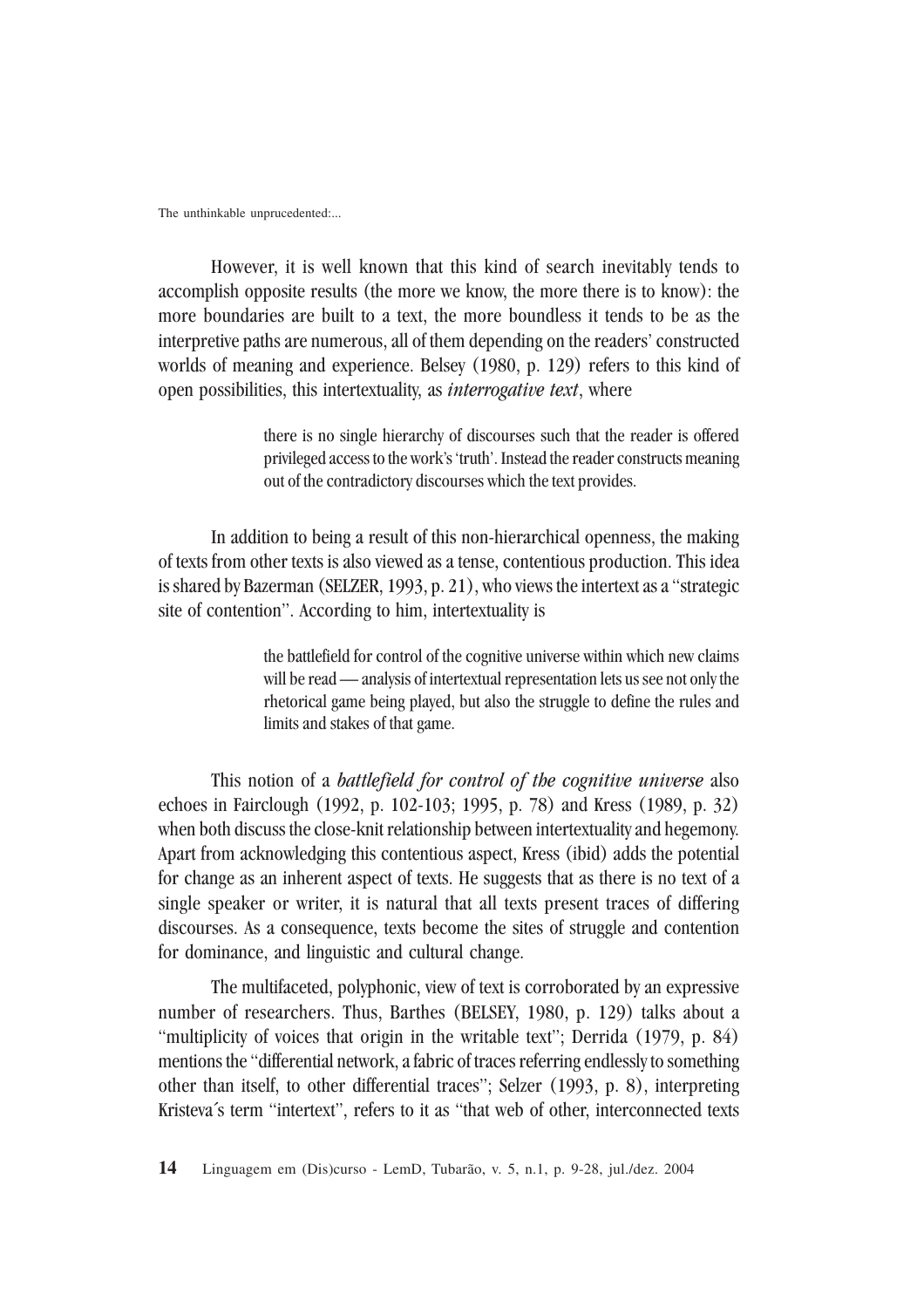However, it is well known that this kind of search inevitably tends to accomplish opposite results (the more we know, the more there is to know): the more boundaries are built to a text, the more boundless it tends to be as the interpretive paths are numerous, all of them depending on the readers' constructed worlds of meaning and experience. Belsey (1980, p. 129) refers to this kind of open possibilities, this intertextuality, as *interrogative text*, where

> there is no single hierarchy of discourses such that the reader is offered privileged access to the work's 'truth'. Instead the reader constructs meaning out of the contradictory discourses which the text provides.

In addition to being a result of this non-hierarchical openness, the making of texts from other texts is also viewed as a tense, contentious production. This idea is shared by Bazerman (SELZER, 1993, p. 21), who views the intertext as a "strategic site of contention". According to him, intertextuality is

> the battlefield for control of the cognitive universe within which new claims will be read — analysis of intertextual representation lets us see not only the rhetorical game being played, but also the struggle to define the rules and limits and stakes of that game.

This notion of a *battlefield for control of the cognitive universe* also echoes in Fairclough (1992, p. 102-103; 1995, p. 78) and Kress (1989, p. 32) when both discuss the close-knit relationship between intertextuality and hegemony. Apart from acknowledging this contentious aspect, Kress (ibid) adds the potential for change as an inherent aspect of texts. He suggests that as there is no text of a single speaker or writer, it is natural that all texts present traces of differing discourses. As a consequence, texts become the sites of struggle and contention for dominance, and linguistic and cultural change.

The multifaceted, polyphonic, view of text is corroborated by an expressive number of researchers. Thus, Barthes (BELSEY, 1980, p. 129) talks about a "multiplicity of voices that origin in the writable text"; Derrida (1979, p. 84) mentions the "differential network, a fabric of traces referring endlessly to something other than itself, to other differential traces"; Selzer (1993, p. 8), interpreting Kristeva´s term "intertext", refers to it as "that web of other, interconnected texts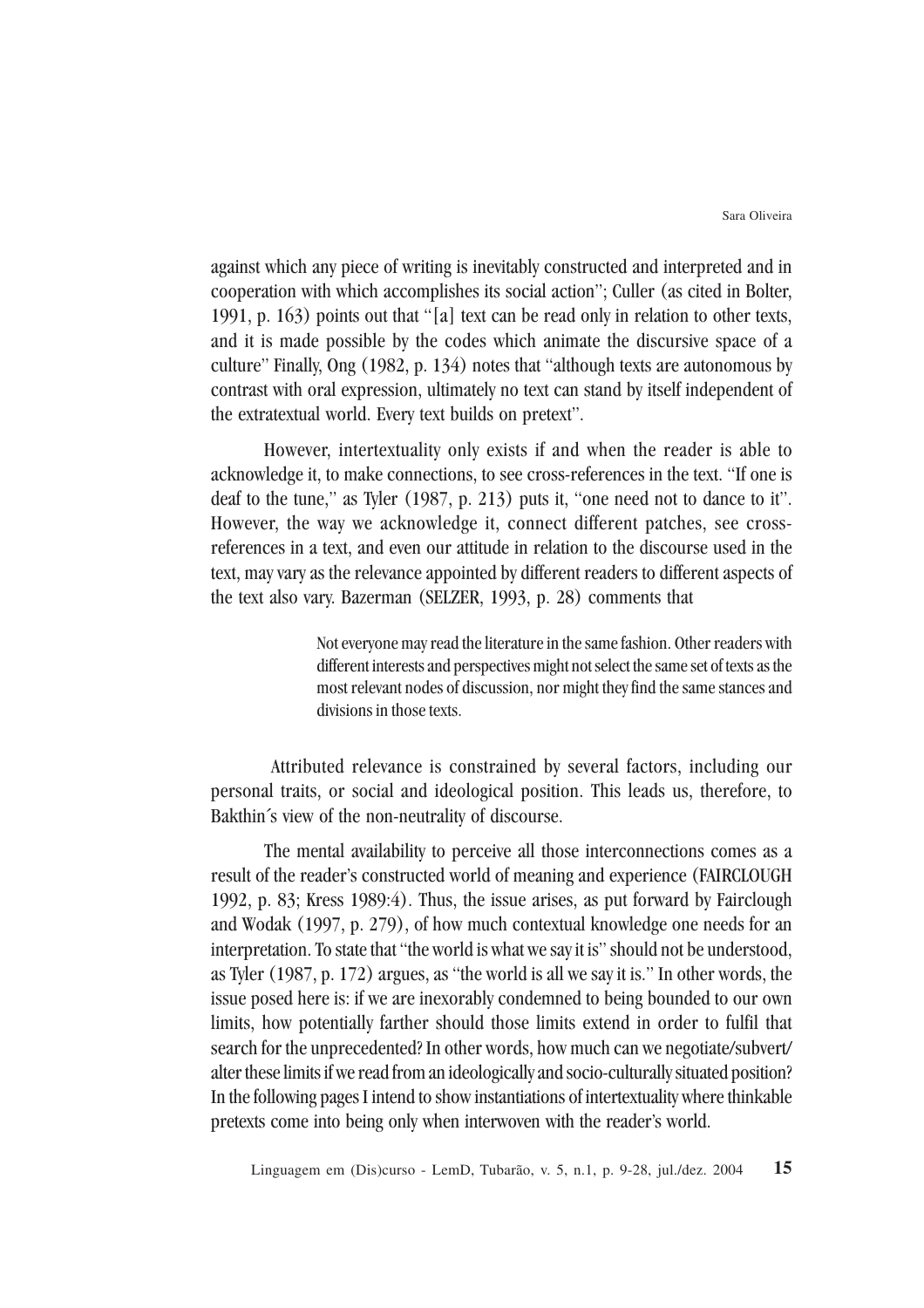against which any piece of writing is inevitably constructed and interpreted and in cooperation with which accomplishes its social action"; Culler (as cited in Bolter, 1991, p. 163) points out that "[a] text can be read only in relation to other texts, and it is made possible by the codes which animate the discursive space of a culture" Finally, Ong (1982, p. 134) notes that "although texts are autonomous by contrast with oral expression, ultimately no text can stand by itself independent of the extratextual world. Every text builds on pretext".

However, intertextuality only exists if and when the reader is able to acknowledge it, to make connections, to see cross-references in the text. "If one is deaf to the tune," as Tyler (1987, p. 213) puts it, "one need not to dance to it". However, the way we acknowledge it, connect different patches, see cross-references in a text, and even our attitude in relation to the discourse used in the text, may vary as the relevance appointed by different readers to different aspects of the text also vary. Bazerman (SELZER, 1993, p. 28) comments that

> Not everyone may read the literature in the same fashion. Other readers with different interests and perspectives might not select the same set of texts as the most relevant nodes of discussion, nor might they find the same stances and divisions in those texts.

Attributed relevance is constrained by several factors, including our personal traits, or social and ideological position. This leads us, therefore, to Bakthin´s view of the non-neutrality of discourse.

The mental availability to perceive all those interconnections comes as a result of the reader's constructed world of meaning and experience (FAIRCLOUGH 1992, p. 83; Kress 1989:4). Thus, the issue arises, as put forward by Fairclough and Wodak (1997, p. 279), of how much contextual knowledge one needs for an interpretation. To state that "the world is what we say it is" should not be understood, as Tyler (1987, p. 172) argues, as "the world is all we say it is." In other words, the issue posed here is: if we are inexorably condemned to being bounded to our own limits, how potentially farther should those limits extend in order to fulfil that search for the unprecedented? In other words, how much can we negotiate/subvert/alter these limits if we read from an ideologically and socio-culturally situated position? In the following pages I intend to show instantiations of intertextuality where thinkable pretexts come into being only when interwoven with the reader's world.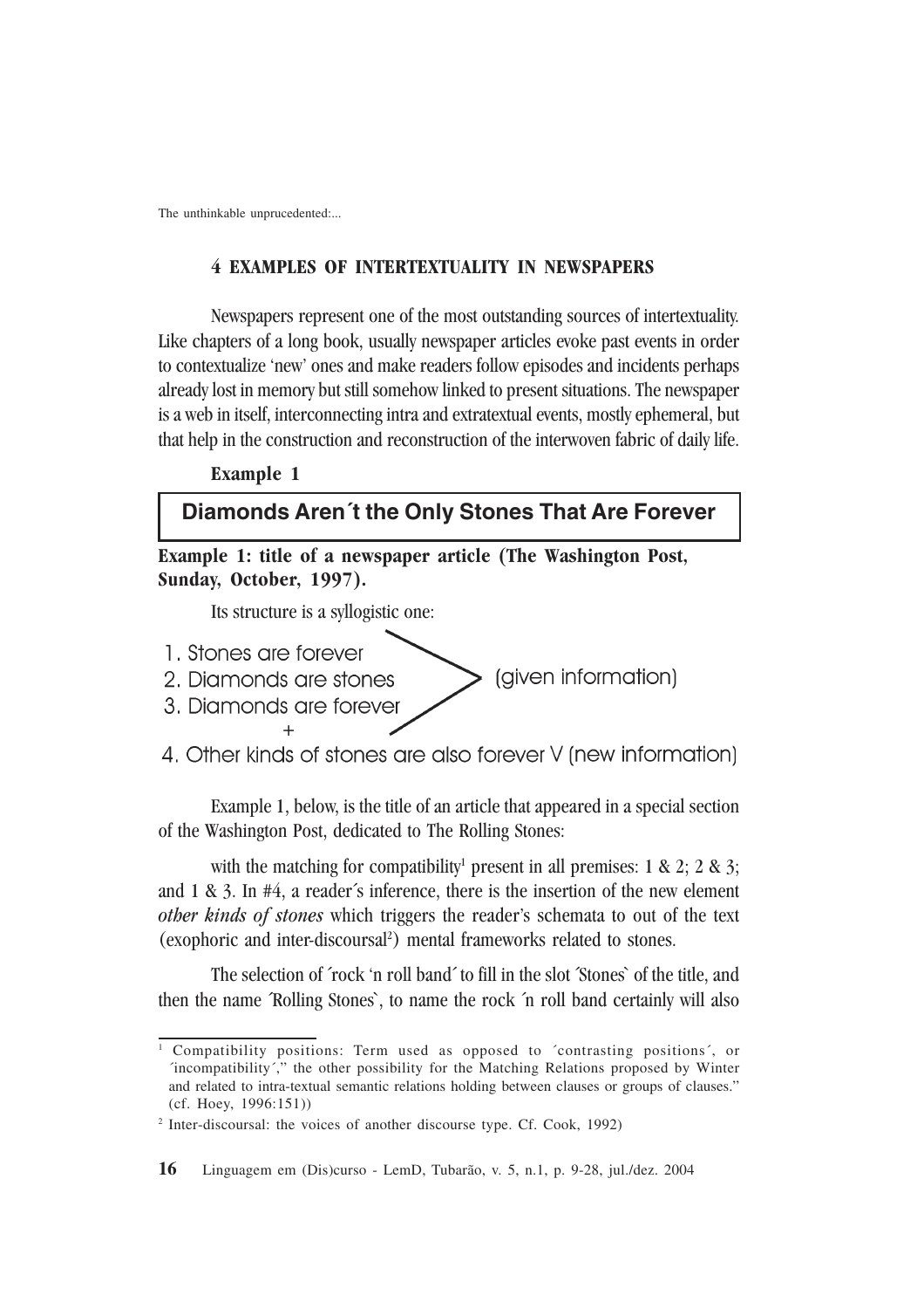## 4 EXAMPLES OF INTERTEXTUALITY IN NEWSPAPERS

Newspapers represent one of the most outstanding sources of intertextuality. Like chapters of a long book, usually newspaper articles evoke past events in order to contextualize 'new' ones and make readers follow episodes and incidents perhaps already lost in memory but still somehow linked to present situations. The newspaper is a web in itself, interconnecting intra and extratextual events, mostly ephemeral, but that help in the construction and reconstruction of the interwoven fabric of daily life.

**Example 1**

| **Diamonds Aren´t the Only Stones That Are Forever** |
|---|

**Example 1: title of a newspaper article (The Washington Post, Sunday, October, 1997).**

Its structure is a syllogistic one:

1. Stones are forever
2. Diamonds are stones — (given information)
3. Diamonds are forever

+

4. Other kinds of stones are also forever V (new information)

Example 1, below, is the title of an article that appeared in a special section of the Washington Post, dedicated to The Rolling Stones:

with the matching for compatibility[1] present in all premises: 1 & 2; 2 & 3; and 1 & 3. In #4, a reader´s inference, there is the insertion of the new element *other kinds of stones* which triggers the reader's schemata to out of the text (exophoric and inter-discoursal[2]) mental frameworks related to stones.

The selection of ´rock 'n roll band´ to fill in the slot ´Stones` of the title, and then the name ´Rolling Stones`, to name the rock ´n roll band certainly will also

---

[1] Compatibility positions: Term used as opposed to ´contrasting positions´, or ´incompatibility´," the other possibility for the Matching Relations proposed by Winter and related to intra-textual semantic relations holding between clauses or groups of clauses." (cf. Hoey, 1996:151))

[2] Inter-discoursal: the voices of another discourse type. Cf. Cook, 1992)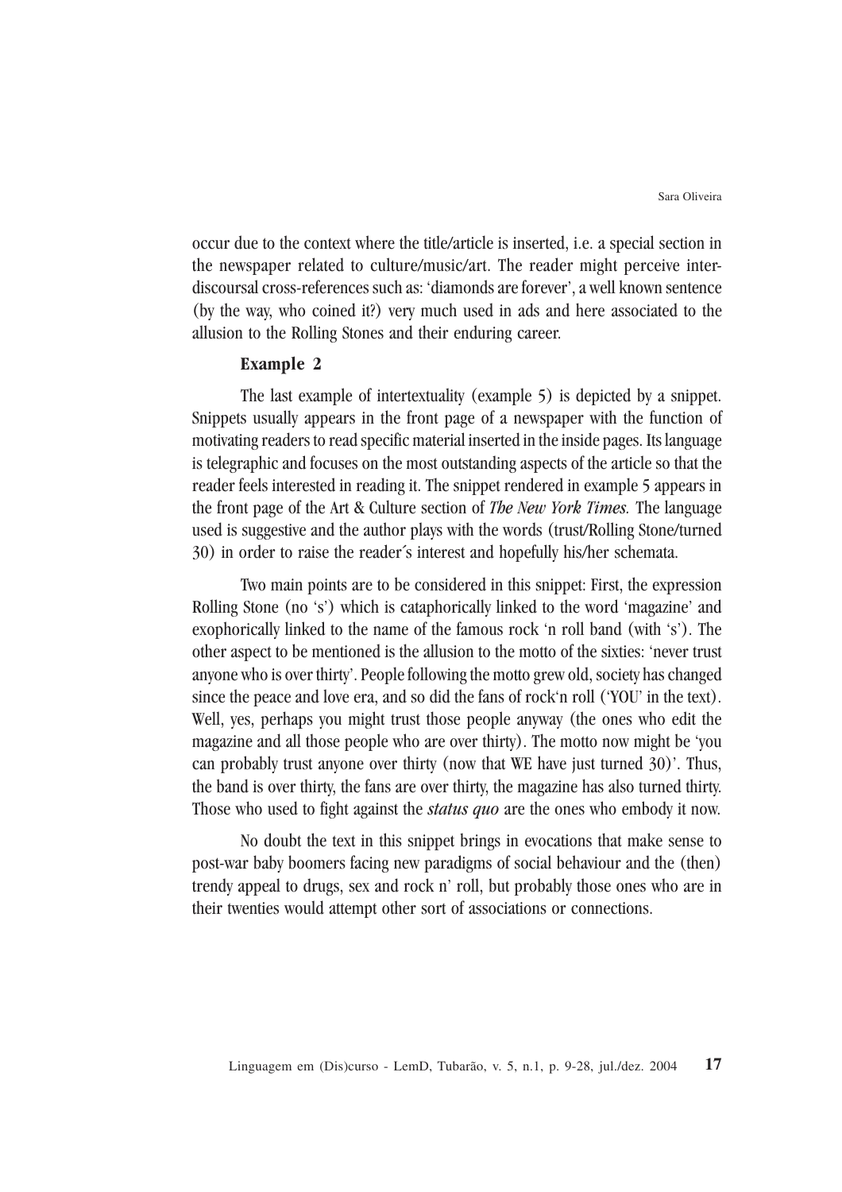occur due to the context where the title/article is inserted, i.e. a special section in the newspaper related to culture/music/art. The reader might perceive inter-discoursal cross-references such as: 'diamonds are forever', a well known sentence (by the way, who coined it?) very much used in ads and here associated to the allusion to the Rolling Stones and their enduring career.

**Example 2**

The last example of intertextuality (example 5) is depicted by a snippet. Snippets usually appears in the front page of a newspaper with the function of motivating readers to read specific material inserted in the inside pages. Its language is telegraphic and focuses on the most outstanding aspects of the article so that the reader feels interested in reading it. The snippet rendered in example 5 appears in the front page of the Art & Culture section of *The New York Times.* The language used is suggestive and the author plays with the words (trust/Rolling Stone/turned 30) in order to raise the reader´s interest and hopefully his/her schemata.

Two main points are to be considered in this snippet: First, the expression Rolling Stone (no 's') which is cataphorically linked to the word 'magazine' and exophorically linked to the name of the famous rock 'n roll band (with 's'). The other aspect to be mentioned is the allusion to the motto of the sixties: 'never trust anyone who is over thirty'. People following the motto grew old, society has changed since the peace and love era, and so did the fans of rock'n roll ('YOU' in the text). Well, yes, perhaps you might trust those people anyway (the ones who edit the magazine and all those people who are over thirty). The motto now might be 'you can probably trust anyone over thirty (now that WE have just turned 30)'. Thus, the band is over thirty, the fans are over thirty, the magazine has also turned thirty. Those who used to fight against the ***status quo*** are the ones who embody it now.

No doubt the text in this snippet brings in evocations that make sense to post-war baby boomers facing new paradigms of social behaviour and the (then) trendy appeal to drugs, sex and rock n' roll, but probably those ones who are in their twenties would attempt other sort of associations or connections.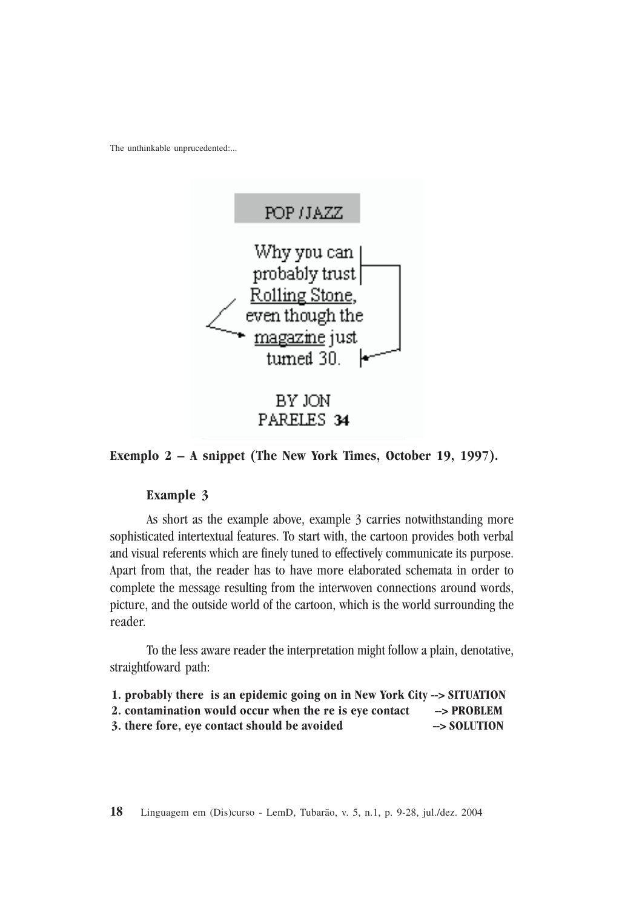POP / JAZZ

Why you can probably trust Rolling Stone, even though the magazine just turned 30.

BY JON PARELES 34

**Exemplo 2 – A snippet (The New York Times, October 19, 1997).**

**Example 3**

As short as the example above, example 3 carries notwithstanding more sophisticated intertextual features. To start with, the cartoon provides both verbal and visual referents which are finely tuned to effectively communicate its purpose. Apart from that, the reader has to have more elaborated schemata in order to complete the message resulting from the interwoven connections around words, picture, and the outside world of the cartoon, which is the world surrounding the reader.

To the less aware reader the interpretation might follow a plain, denotative, straightfoward path:

**1. probably there is an epidemic going on in New York City --> SITUATION**
**2. contamination would occur when the re is eye contact --> PROBLEM**
**3. there fore, eye contact should be avoided --> SOLUTION**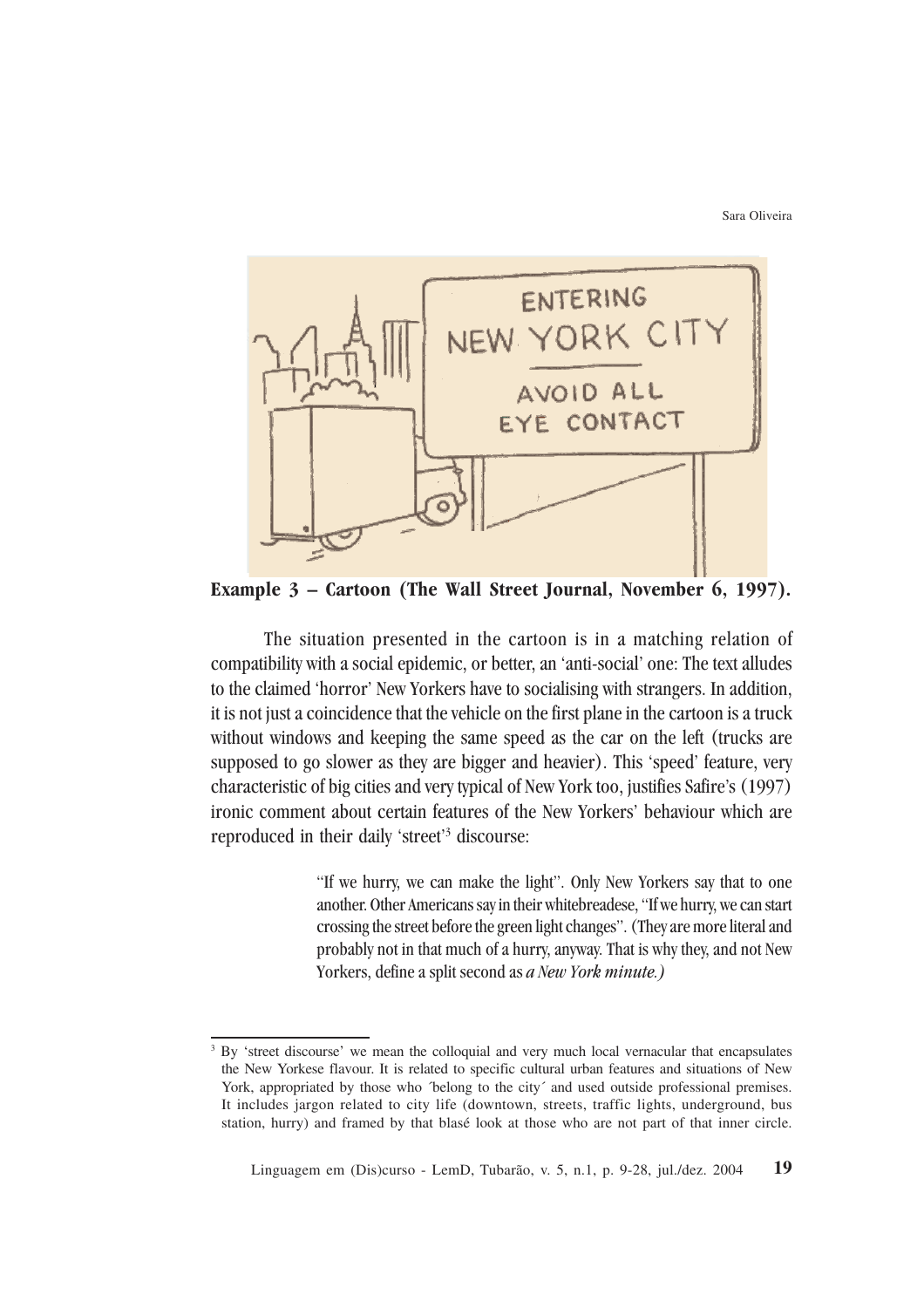**Example 3 – Cartoon (The Wall Street Journal, November 6, 1997).**

The situation presented in the cartoon is in a matching relation of compatibility with a social epidemic, or better, an 'anti-social' one: The text alludes to the claimed 'horror' New Yorkers have to socialising with strangers. In addition, it is not just a coincidence that the vehicle on the first plane in the cartoon is a truck without windows and keeping the same speed as the car on the left (trucks are supposed to go slower as they are bigger and heavier). This 'speed' feature, very characteristic of big cities and very typical of New York too, justifies Safire's (1997) ironic comment about certain features of the New Yorkers' behaviour which are reproduced in their daily 'street'[3] discourse:

> "If we hurry, we can make the light". Only New Yorkers say that to one another. Other Americans say in their whitebreadese, "If we hurry, we can start crossing the street before the green light changes". (They are more literal and probably not in that much of a hurry, anyway. That is why they, and not New Yorkers, define a split second as *a New York minute.)*

[3] By 'street discourse' we mean the colloquial and very much local vernacular that encapsulates the New Yorkese flavour. It is related to specific cultural urban features and situations of New York, appropriated by those who ´belong to the city´ and used outside professional premises. It includes jargon related to city life (downtown, streets, traffic lights, underground, bus station, hurry) and framed by that blasé look at those who are not part of that inner circle.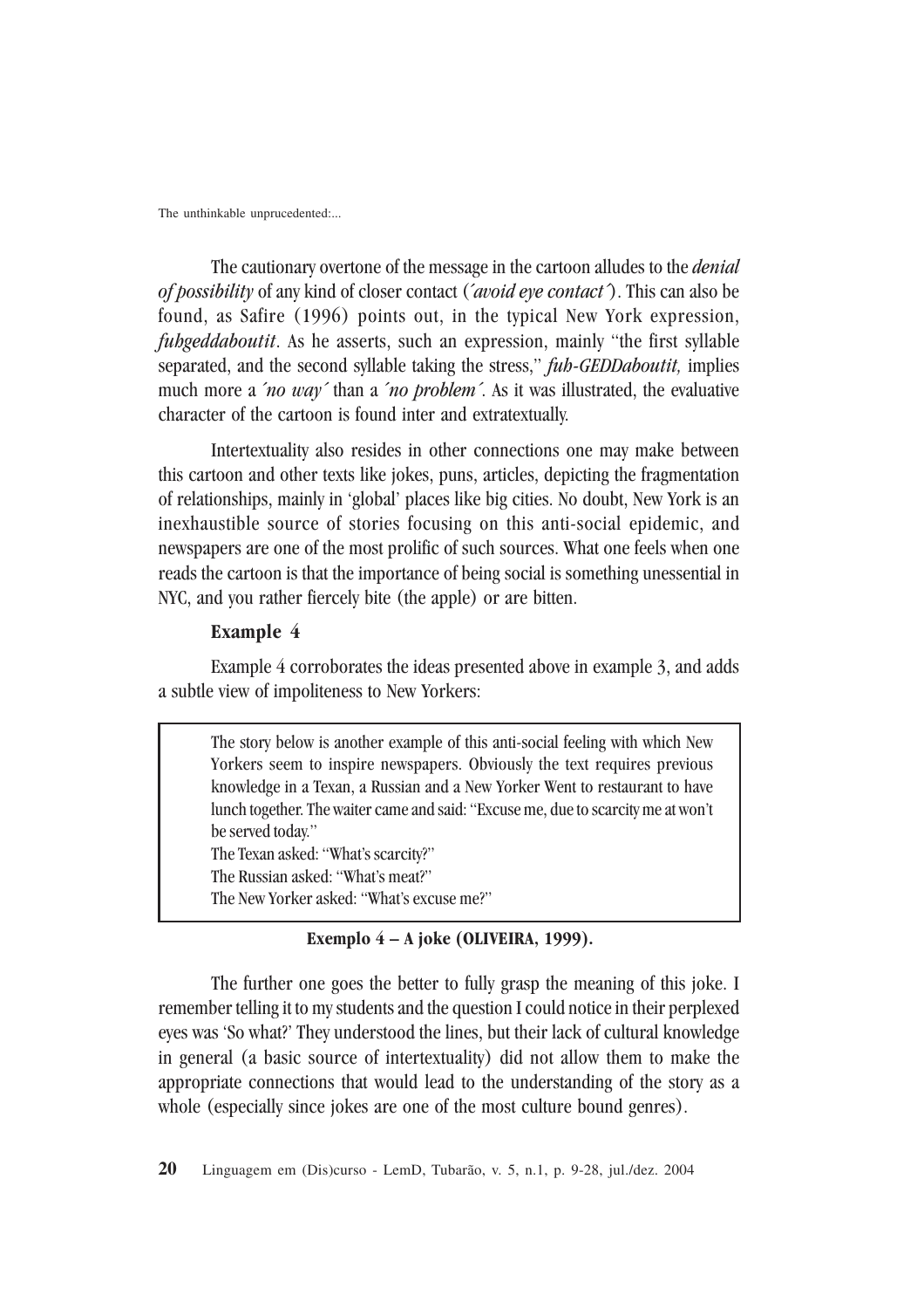The cautionary overtone of the message in the cartoon alludes to the *denial of possibility* of any kind of closer contact (*´avoid eye contact´*). This can also be found, as Safire (1996) points out, in the typical New York expression, *fuhgeddaboutit*. As he asserts, such an expression, mainly "the first syllable separated, and the second syllable taking the stress," ***fuh-GEDDaboutit,*** implies much more a *´no way´* than a *´no problem´*. As it was illustrated, the evaluative character of the cartoon is found inter and extratextually.

Intertextuality also resides in other connections one may make between this cartoon and other texts like jokes, puns, articles, depicting the fragmentation of relationships, mainly in 'global' places like big cities. No doubt, New York is an inexhaustible source of stories focusing on this anti-social epidemic, and newspapers are one of the most prolific of such sources. What one feels when one reads the cartoon is that the importance of being social is something unessential in NYC, and you rather fiercely bite (the apple) or are bitten.

### Example 4

Example 4 corroborates the ideas presented above in example 3, and adds a subtle view of impoliteness to New Yorkers:

> The story below is another example of this anti-social feeling with which New Yorkers seem to inspire newspapers. Obviously the text requires previous knowledge in a Texan, a Russian and a New Yorker Went to restaurant to have lunch together. The waiter came and said: "Excuse me, due to scarcity me at won't be served today."
> The Texan asked: "What's scarcity?"
> The Russian asked: "What's meat?"
> The New Yorker asked: "What's excuse me?"

**Exemplo 4 – A joke (OLIVEIRA, 1999).**

The further one goes the better to fully grasp the meaning of this joke. I remember telling it to my students and the question I could notice in their perplexed eyes was 'So what?' They understood the lines, but their lack of cultural knowledge in general (a basic source of intertextuality) did not allow them to make the appropriate connections that would lead to the understanding of the story as a whole (especially since jokes are one of the most culture bound genres).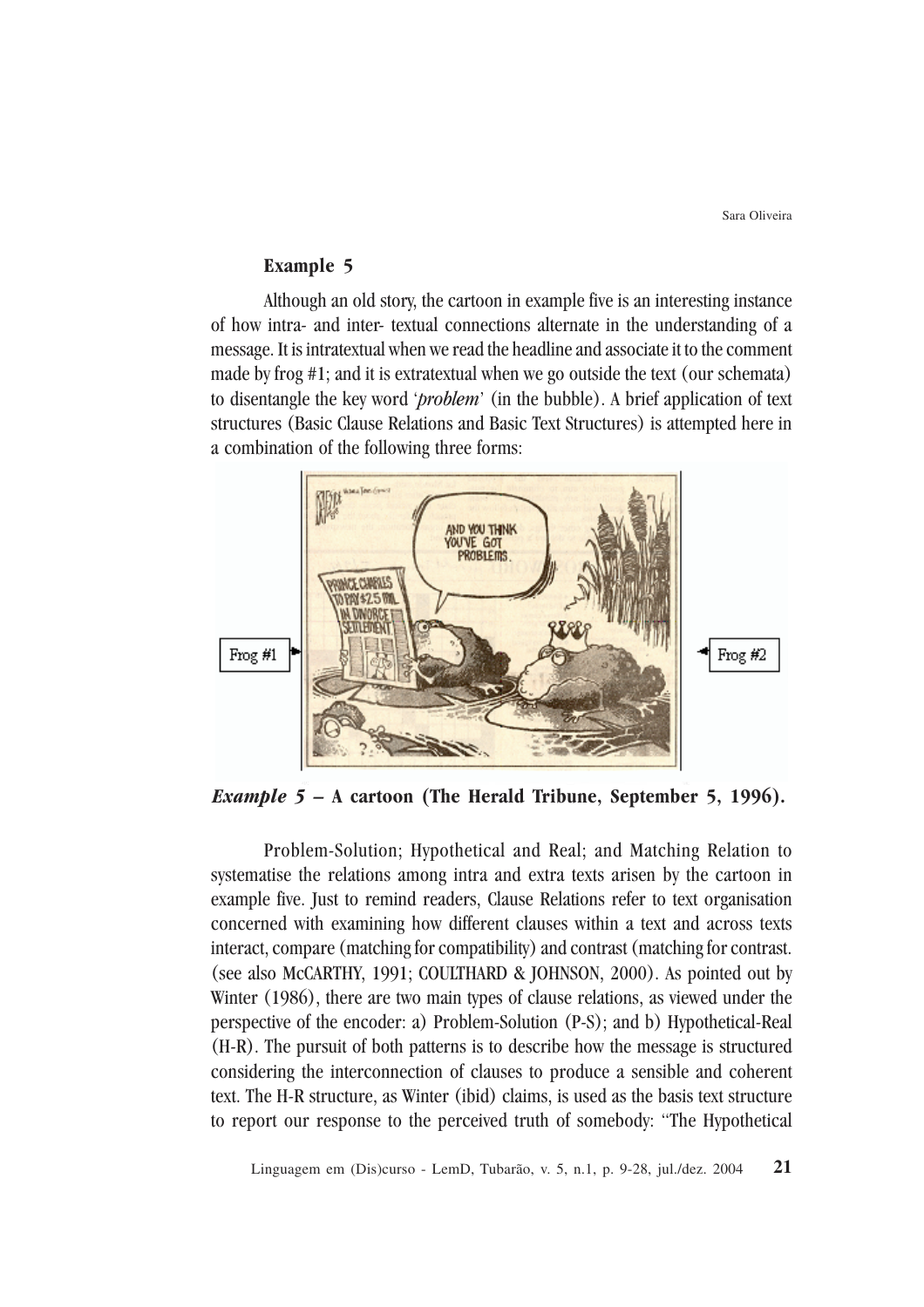### Example 5

Although an old story, the cartoon in example five is an interesting instance of how intra- and inter- textual connections alternate in the understanding of a message. It is intratextual when we read the headline and associate it to the comment made by frog #1; and it is extratextual when we go outside the text (our schemata) to disentangle the key word '*problem*' (in the bubble). A brief application of text structures (Basic Clause Relations and Basic Text Structures) is attempted here in a combination of the following three forms:

***Example 5*** **– A cartoon (The Herald Tribune, September 5, 1996).**

Problem-Solution; Hypothetical and Real; and Matching Relation to systematise the relations among intra and extra texts arisen by the cartoon in example five. Just to remind readers, Clause Relations refer to text organisation concerned with examining how different clauses within a text and across texts interact, compare (matching for compatibility) and contrast (matching for contrast. (see also McCARTHY, 1991; COULTHARD & JOHNSON, 2000). As pointed out by Winter (1986), there are two main types of clause relations, as viewed under the perspective of the encoder: a) Problem-Solution (P-S); and b) Hypothetical-Real (H-R). The pursuit of both patterns is to describe how the message is structured considering the interconnection of clauses to produce a sensible and coherent text. The H-R structure, as Winter (ibid) claims, is used as the basis text structure to report our response to the perceived truth of somebody: "The Hypothetical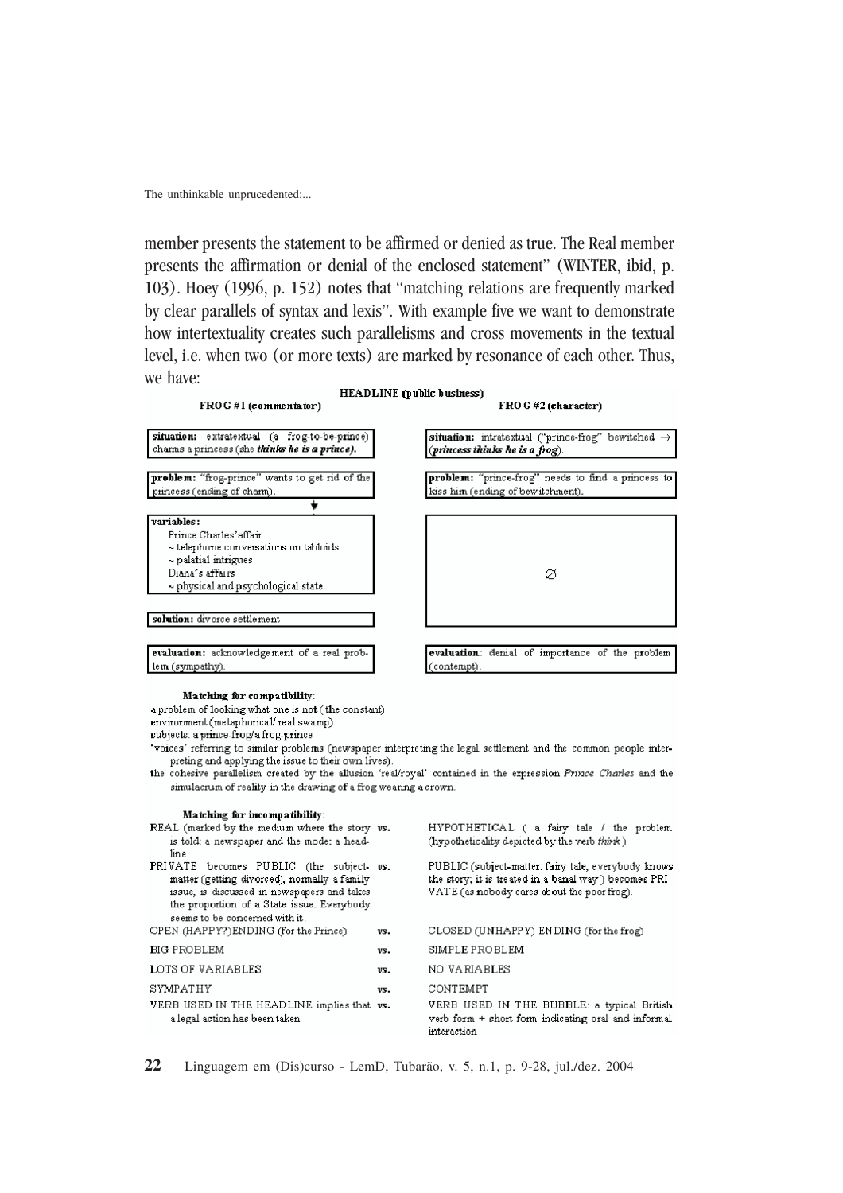member presents the statement to be affirmed or denied as true. The Real member presents the affirmation or denial of the enclosed statement" (WINTER, ibid, p. 103). Hoey (1996, p. 152) notes that "matching relations are frequently marked by clear parallels of syntax and lexis". With example five we want to demonstrate how intertextuality creates such parallelisms and cross movements in the textual level, i.e. when two (or more texts) are marked by resonance of each other. Thus, we have:

**HEADLINE (public business)**

| FROG #1 (commentator) | FROG #2 (character) |
|---|---|
| **situation:** extratextual (a frog-to-be-prince) charms a princess (she ***thinks he is a prince***). | **situation:** intratextual ("prince-frog" bewitched → (***princess thinks he is a frog***). |
| **problem:** "frog-prince" wants to get rid of the princess (ending of charm). ↓ | **problem:** "prince-frog" needs to find a princess to kiss him (ending of bewitchment). |
| **variables:** Prince Charles' affair ~ telephone conversations on tabloids ~ palatial intrigues Diana's affairs ~ physical and psychological state | ∅ |
| **solution:** divorce settlement | |
| **evaluation:** acknowledgement of a real problem (sympathy). | **evaluation**: denial of importance of the problem (contempt). |

**Matching for compatibility**:

a problem of looking what one is not (the constant)
environment (metaphorical/ real swamp)
subjects: a prince-frog/a frog-prince
'voices' referring to similar problems (newspaper interpreting the legal settlement and the common people interpreting and applying the issue to their own lives).
the cohesive parallelism created by the allusion 'real/royal' contained in the expression *Prince Charles* and the simulacrum of reality in the drawing of a frog wearing a crown.

**Matching for incompatibility**:

| | | |
|---|---|---|
| REAL (marked by the medium where the story is told: a newspaper and the mode: a headline | vs. | HYPOTHETICAL ( a fairy tale / the problem (hypotheticality depicted by the verb *think*) |
| PRIVATE becomes PUBLIC (the subject-matter (getting divorced), normally a family issue, is discussed in newspapers and takes the proportion of a State issue. Everybody seems to be concerned with it. | vs. | PUBLIC (subject-matter: fairy tale, everybody knows the story; it is treated in a banal way) becomes PRIVATE (as nobody cares about the poor frog). |
| OPEN (HAPPY?)ENDING (for the Prince) | vs. | CLOSED (UNHAPPY) ENDING (for the frog) |
| BIG PROBLEM | vs. | SIMPLE PROBLEM |
| LOTS OF VARIABLES | vs. | NO VARIABLES |
| SYMPATHY | vs. | CONTEMPT |
| VERB USED IN THE HEADLINE implies that a legal action has been taken | vs. | VERB USED IN THE BUBBLE: a typical British verb form + short form indicating oral and informal interaction |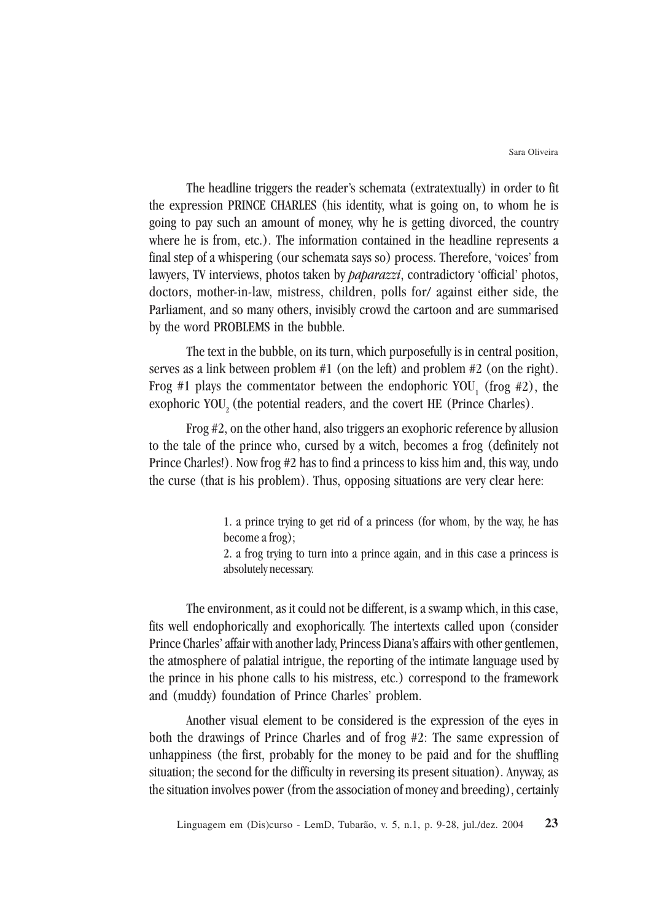The headline triggers the reader's schemata (extratextually) in order to fit the expression PRINCE CHARLES (his identity, what is going on, to whom he is going to pay such an amount of money, why he is getting divorced, the country where he is from, etc.). The information contained in the headline represents a final step of a whispering (our schemata says so) process. Therefore, 'voices' from lawyers, TV interviews, photos taken by *paparazzi*, contradictory 'official' photos, doctors, mother-in-law, mistress, children, polls for/ against either side, the Parliament, and so many others, invisibly crowd the cartoon and are summarised by the word PROBLEMS in the bubble.

The text in the bubble, on its turn, which purposefully is in central position, serves as a link between problem #1 (on the left) and problem #2 (on the right). Frog #1 plays the commentator between the endophoric $YOU_1$ (frog #2), the exophoric $YOU_2$ (the potential readers, and the covert HE (Prince Charles).

Frog #2, on the other hand, also triggers an exophoric reference by allusion to the tale of the prince who, cursed by a witch, becomes a frog (definitely not Prince Charles!). Now frog #2 has to find a princess to kiss him and, this way, undo the curse (that is his problem). Thus, opposing situations are very clear here:

> 1. a prince trying to get rid of a princess (for whom, by the way, he has become a frog);
> 2. a frog trying to turn into a prince again, and in this case a princess is absolutely necessary.

The environment, as it could not be different, is a swamp which, in this case, fits well endophorically and exophorically. The intertexts called upon (consider Prince Charles' affair with another lady, Princess Diana's affairs with other gentlemen, the atmosphere of palatial intrigue, the reporting of the intimate language used by the prince in his phone calls to his mistress, etc.) correspond to the framework and (muddy) foundation of Prince Charles' problem.

Another visual element to be considered is the expression of the eyes in both the drawings of Prince Charles and of frog #2: The same expression of unhappiness (the first, probably for the money to be paid and for the shuffling situation; the second for the difficulty in reversing its present situation). Anyway, as the situation involves power (from the association of money and breeding), certainly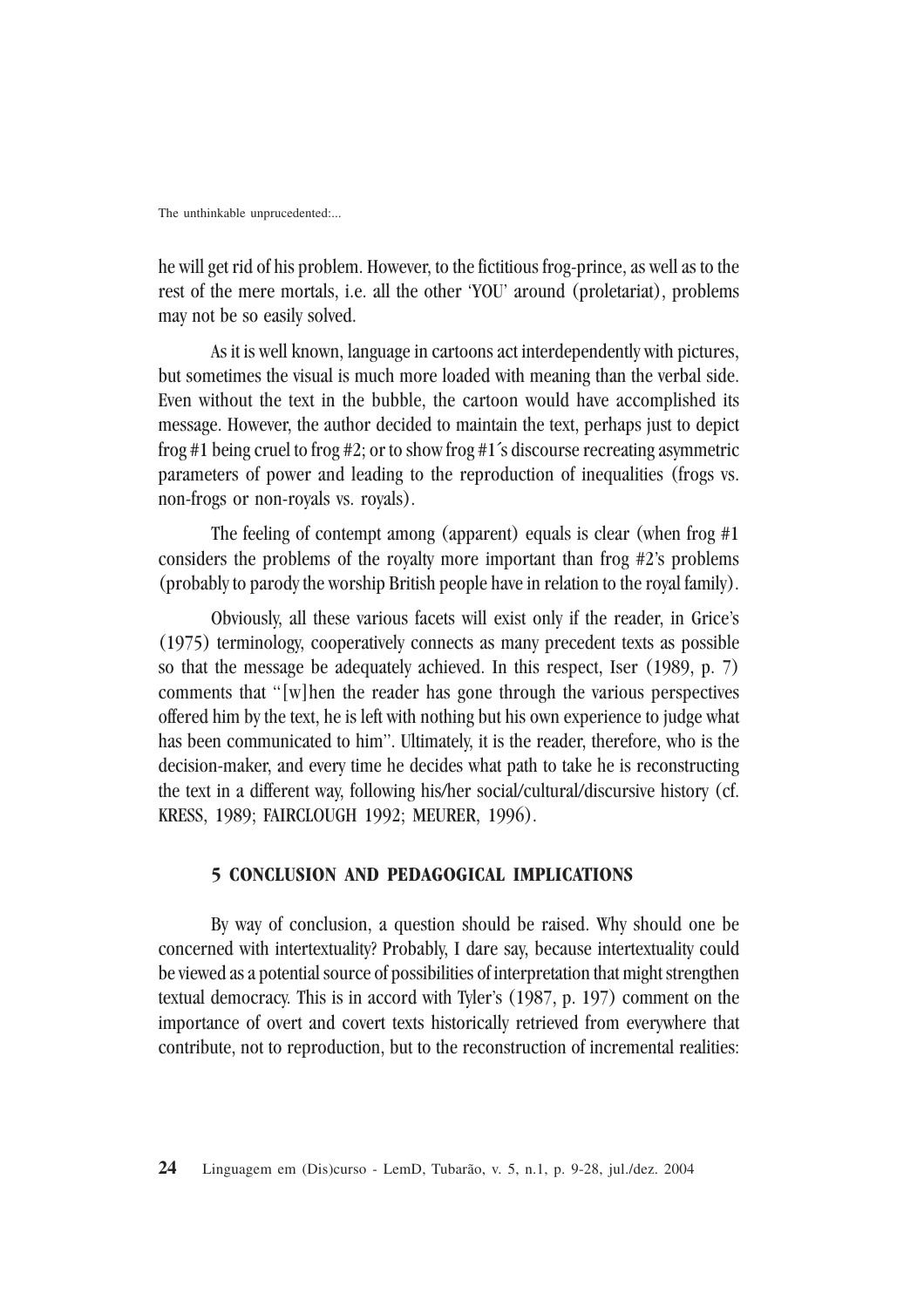he will get rid of his problem. However, to the fictitious frog-prince, as well as to the rest of the mere mortals, i.e. all the other 'YOU' around (proletariat), problems may not be so easily solved.

As it is well known, language in cartoons act interdependently with pictures, but sometimes the visual is much more loaded with meaning than the verbal side. Even without the text in the bubble, the cartoon would have accomplished its message. However, the author decided to maintain the text, perhaps just to depict frog #1 being cruel to frog #2; or to show frog #1´s discourse recreating asymmetric parameters of power and leading to the reproduction of inequalities (frogs vs. non-frogs or non-royals vs. royals).

The feeling of contempt among (apparent) equals is clear (when frog #1 considers the problems of the royalty more important than frog #2's problems (probably to parody the worship British people have in relation to the royal family).

Obviously, all these various facets will exist only if the reader, in Grice's (1975) terminology, cooperatively connects as many precedent texts as possible so that the message be adequately achieved. In this respect, Iser (1989, p. 7) comments that "[w]hen the reader has gone through the various perspectives offered him by the text, he is left with nothing but his own experience to judge what has been communicated to him". Ultimately, it is the reader, therefore, who is the decision-maker, and every time he decides what path to take he is reconstructing the text in a different way, following his/her social/cultural/discursive history (cf. KRESS, 1989; FAIRCLOUGH 1992; MEURER, 1996).

## 5 CONCLUSION AND PEDAGOGICAL IMPLICATIONS

By way of conclusion, a question should be raised. Why should one be concerned with intertextuality? Probably, I dare say, because intertextuality could be viewed as a potential source of possibilities of interpretation that might strengthen textual democracy. This is in accord with Tyler's (1987, p. 197) comment on the importance of overt and covert texts historically retrieved from everywhere that contribute, not to reproduction, but to the reconstruction of incremental realities: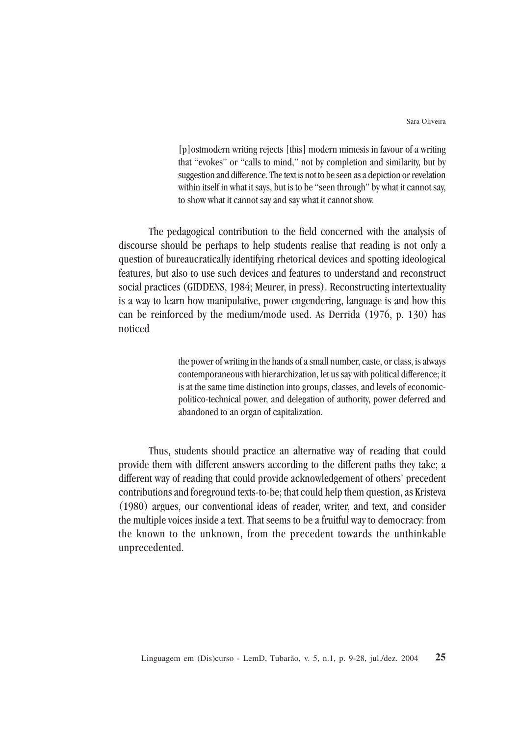> [p]ostmodern writing rejects [this] modern mimesis in favour of a writing that "evokes" or "calls to mind," not by completion and similarity, but by suggestion and difference. The text is not to be seen as a depiction or revelation within itself in what it says, but is to be "seen through" by what it cannot say, to show what it cannot say and say what it cannot show.

The pedagogical contribution to the field concerned with the analysis of discourse should be perhaps to help students realise that reading is not only a question of bureaucratically identifying rhetorical devices and spotting ideological features, but also to use such devices and features to understand and reconstruct social practices (GIDDENS, 1984; Meurer, in press). Reconstructing intertextuality is a way to learn how manipulative, power engendering, language is and how this can be reinforced by the medium/mode used. As Derrida (1976, p. 130) has noticed

> the power of writing in the hands of a small number, caste, or class, is always contemporaneous with hierarchization, let us say with political difference; it is at the same time distinction into groups, classes, and levels of economic-politico-technical power, and delegation of authority, power deferred and abandoned to an organ of capitalization.

Thus, students should practice an alternative way of reading that could provide them with different answers according to the different paths they take; a different way of reading that could provide acknowledgement of others' precedent contributions and foreground texts-to-be; that could help them question, as Kristeva (1980) argues, our conventional ideas of reader, writer, and text, and consider the multiple voices inside a text. That seems to be a fruitful way to democracy: from the known to the unknown, from the precedent towards the unthinkable unprecedented.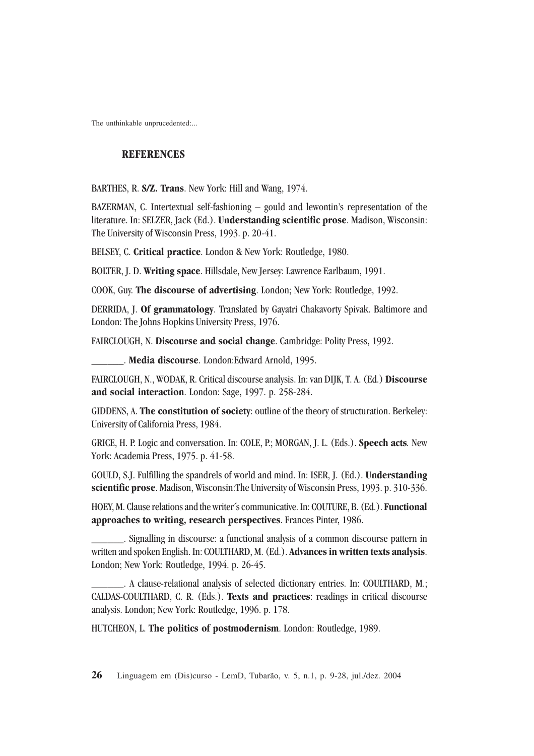## REFERENCES

BARTHES, R. **S/Z. Trans**. New York: Hill and Wang, 1974.

BAZERMAN, C. Intertextual self-fashioning – gould and lewontin's representation of the literature. In: SELZER, Jack (Ed.). **Understanding scientific prose**. Madison, Wisconsin: The University of Wisconsin Press, 1993. p. 20-41.

BELSEY, C. **Critical practice**. London & New York: Routledge, 1980.

BOLTER, J. D. **Writing space**. Hillsdale, New Jersey: Lawrence Earlbaum, 1991.

COOK, Guy. **The discourse of advertising**. London; New York: Routledge, 1992.

DERRIDA, J. **Of grammatology**. Translated by Gayatri Chakavorty Spivak. Baltimore and London: The Johns Hopkins University Press, 1976.

FAIRCLOUGH, N. **Discourse and social change**. Cambridge: Polity Press, 1992.

_______. **Media discourse**. London:Edward Arnold, 1995.

FAIRCLOUGH, N., WODAK, R. Critical discourse analysis. In: van DIJK, T. A. (Ed.) **Discourse and social interaction**. London: Sage, 1997. p. 258-284.

GIDDENS, A. **The constitution of society**: outline of the theory of structuration. Berkeley: University of California Press, 1984.

GRICE, H. P. Logic and conversation. In: COLE, P.; MORGAN, J. L. (Eds.). **Speech acts***.* New York: Academia Press, 1975. p. 41-58.

GOULD, S.J. Fulfilling the spandrels of world and mind. In: ISER, J. (Ed.). **Understanding scientific prose**. Madison, Wisconsin:The University of Wisconsin Press, 1993. p. 310-336.

HOEY, M. Clause relations and the writer´s communicative. In: COUTURE, B. (Ed.). **Functional approaches to writing, research perspectives**. Frances Pinter, 1986.

_______. Signalling in discourse: a functional analysis of a common discourse pattern in written and spoken English. In: COULTHARD, M. (Ed.). **Advances in written texts analysis**. London; New York: Routledge, 1994. p. 26-45.

_______. A clause-relational analysis of selected dictionary entries. In: COULTHARD, M.; CALDAS-COULTHARD, C. R. (Eds.). **Texts and practices**: readings in critical discourse analysis. London; New York: Routledge, 1996. p. 178.

HUTCHEON, L. **The politics of postmodernism**. London: Routledge, 1989.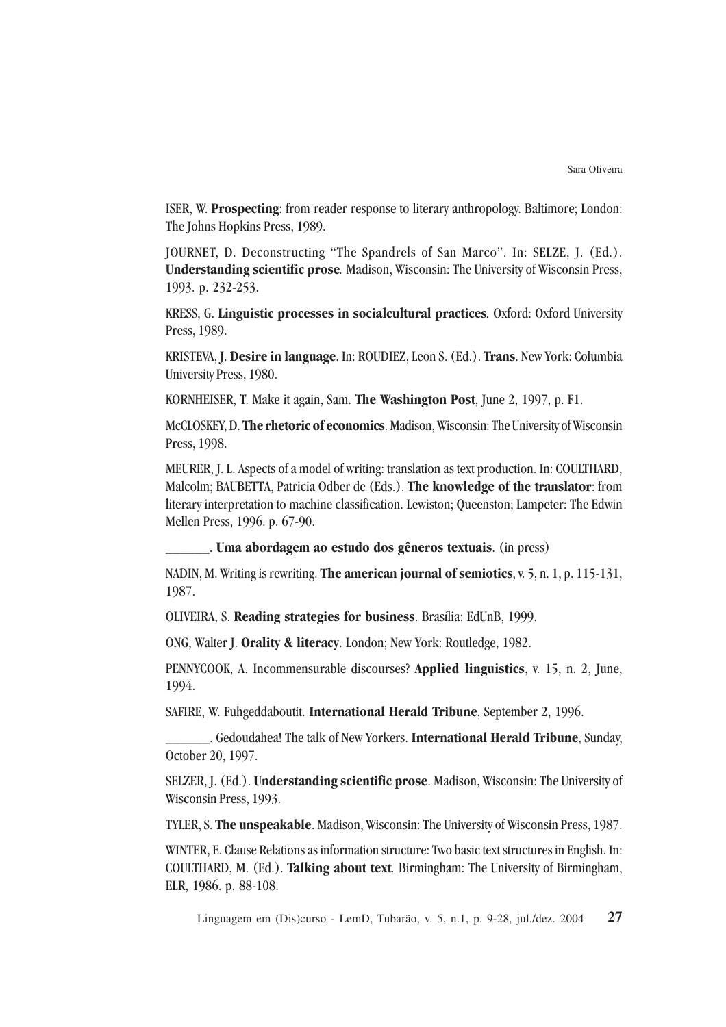ISER, W. **Prospecting**: from reader response to literary anthropology. Baltimore; London: The Johns Hopkins Press, 1989.

JOURNET, D. Deconstructing "The Spandrels of San Marco". In: SELZE, J. (Ed.). **Understanding scientific prose***.* Madison, Wisconsin: The University of Wisconsin Press, 1993. p. 232-253.

KRESS, G. **Linguistic processes in socialcultural practices***.* Oxford: Oxford University Press, 1989.

KRISTEVA, J. **Desire in language**. In: ROUDIEZ, Leon S. (Ed.). **Trans**. New York: Columbia University Press, 1980.

KORNHEISER, T. Make it again, Sam. **The Washington Post**, June 2, 1997, p. F1.

McCLOSKEY, D. **The rhetoric of economics**. Madison, Wisconsin: The University of Wisconsin Press, 1998.

MEURER, J. L. Aspects of a model of writing: translation as text production. In: COULTHARD, Malcolm; BAUBETTA, Patricia Odber de (Eds.). **The knowledge of the translator**: from literary interpretation to machine classification. Lewiston; Queenston; Lampeter: The Edwin Mellen Press, 1996. p. 67-90.

_______. **Uma abordagem ao estudo dos gêneros textuais**. (in press)

NADIN, M. Writing is rewriting. **The american journal of semiotics**, v. 5, n. 1, p. 115-131, 1987.

OLIVEIRA, S. **Reading strategies for business**. Brasília: EdUnB, 1999.

ONG, Walter J. **Orality & literacy**. London; New York: Routledge, 1982.

PENNYCOOK, A. Incommensurable discourses? **Applied linguistics**, v. 15, n. 2, June, 1994.

SAFIRE, W. Fuhgeddaboutit. **International Herald Tribune**, September 2, 1996.

_______. Gedoudahea! The talk of New Yorkers. **International Herald Tribune**, Sunday, October 20, 1997.

SELZER, J. (Ed.). **Understanding scientific prose**. Madison, Wisconsin: The University of Wisconsin Press, 1993.

TYLER, S. **The unspeakable**. Madison, Wisconsin: The University of Wisconsin Press, 1987.

WINTER, E. Clause Relations as information structure: Two basic text structures in English. In: COULTHARD, M. (Ed.). **Talking about text***.* Birmingham: The University of Birmingham, ELR, 1986. p. 88-108.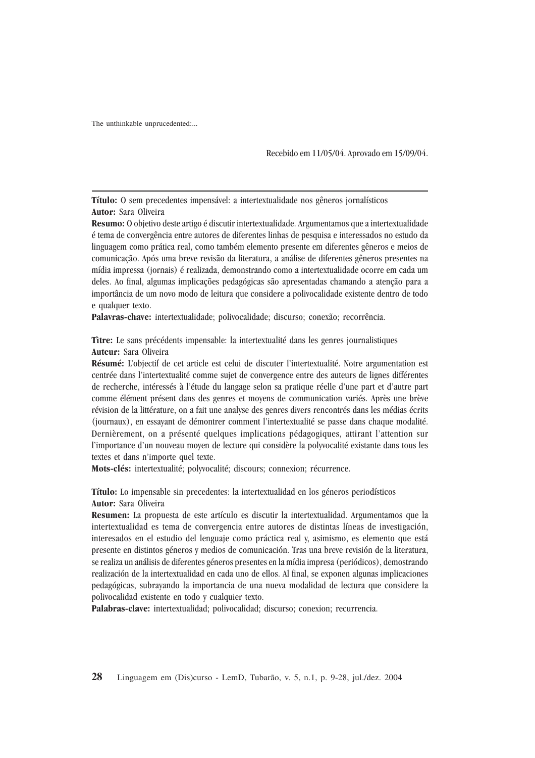Recebido em 11/05/04. Aprovado em 15/09/04.

---

**Título:** O sem precedentes impensável: a intertextualidade nos gêneros jornalísticos
**Autor:** Sara Oliveira
**Resumo:** O objetivo deste artigo é discutir intertextualidade. Argumentamos que a intertextualidade é tema de convergência entre autores de diferentes linhas de pesquisa e interessados no estudo da linguagem como prática real, como também elemento presente em diferentes gêneros e meios de comunicação. Após uma breve revisão da literatura, a análise de diferentes gêneros presentes na mídia impressa (jornais) é realizada, demonstrando como a intertextualidade ocorre em cada um deles. Ao final, algumas implicações pedagógicas são apresentadas chamando a atenção para a importância de um novo modo de leitura que considere a polivocalidade existente dentro de todo e qualquer texto.
**Palavras-chave:** intertextualidade; polivocalidade; discurso; conexão; recorrência.

**Tìtre:** Le sans précédents impensable: la intertextualité dans les genres journalistiques
**Auteur:** Sara Oliveira
**Résumé:** L'objectif de cet article est celui de discuter l'intertextualité. Notre argumentation est centrée dans l'intertextualité comme sujet de convergence entre des auteurs de lignes différentes de recherche, intéressés à l'étude du langage selon sa pratique réelle d'une part et d'autre part comme élément présent dans des genres et moyens de communication variés. Après une brève révision de la littérature, on a fait une analyse des genres divers rencontrés dans les médias écrits (journaux), en essayant de démontrer comment l'intertextualité se passe dans chaque modalité. Dernièrement, on a présenté quelques implications pédagogiques, attirant l'attention sur l'importance d'un nouveau moyen de lecture qui considère la polyvocalité existante dans tous les textes et dans n'importe quel texte.
**Mots-clés:** intertextualité; polyvocalité; discours; connexion; récurrence.

**Título:** Lo impensable sin precedentes: la intertextualidad en los géneros periodísticos
**Autor:** Sara Oliveira
**Resumen:** La propuesta de este artículo es discutir la intertextualidad. Argumentamos que la intertextualidad es tema de convergencia entre autores de distintas líneas de investigación, interesados en el estudio del lenguaje como práctica real y, asimismo, es elemento que está presente en distintos géneros y medios de comunicación. Tras una breve revisión de la literatura, se realiza un análisis de diferentes géneros presentes en la mídia impresa (periódicos), demostrando realización de la intertextualidad en cada uno de ellos. Al final, se exponen algunas implicaciones pedagógicas, subrayando la importancia de una nueva modalidad de lectura que considere la polivocalidad existente en todo y cualquier texto.
**Palabras-clave:** intertextualidad; polivocalidad; discurso; conexion; recurrencia.